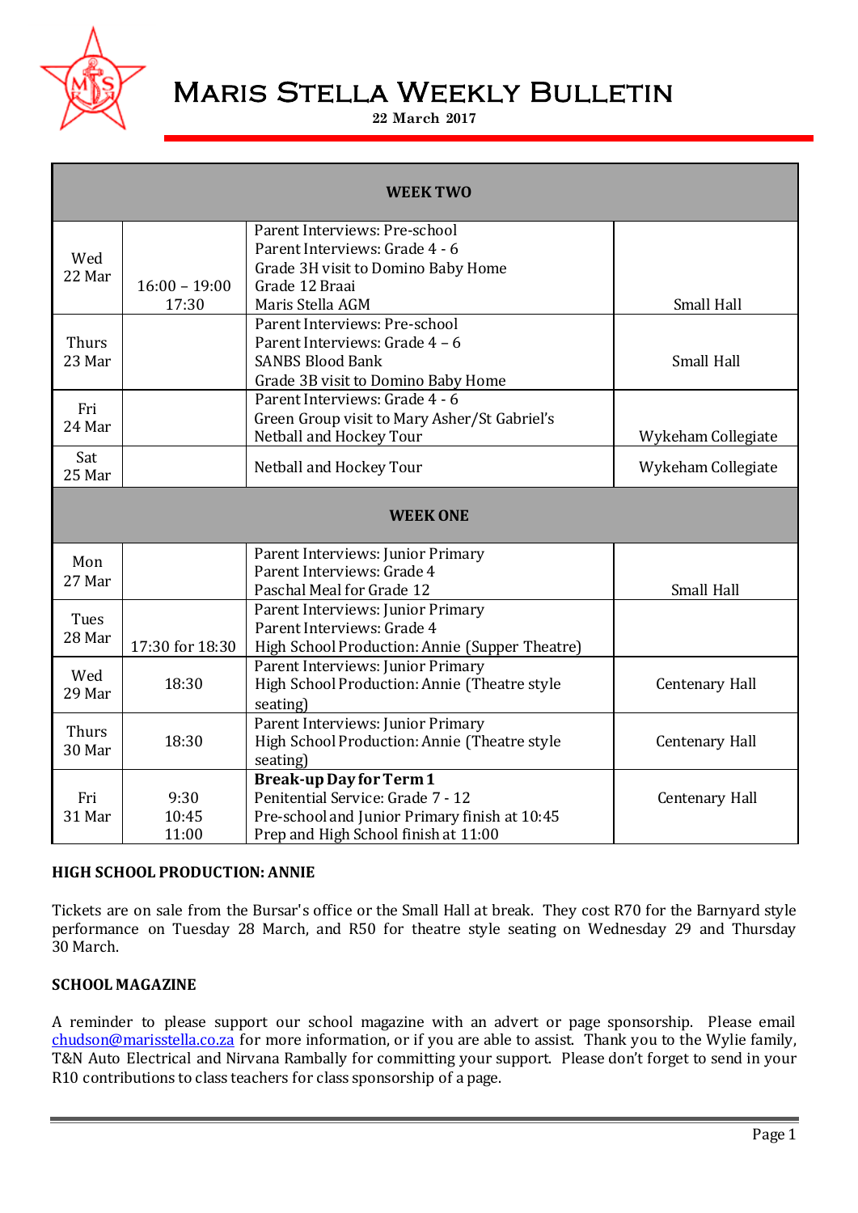# MARIS STELLA WEEKLY BULLETIN

**22 March 2017**

| | | | |
|---|---|---|---|
| **WEEK TWO** | | | |
| Wed 22 Mar | 16:00 – 19:00<br>17:30 | Parent Interviews: Pre-school<br>Parent Interviews: Grade 4 - 6<br>Grade 3H visit to Domino Baby Home<br>Grade 12 Braai<br>Maris Stella AGM | Small Hall |
| Thurs 23 Mar | | Parent Interviews: Pre-school<br>Parent Interviews: Grade 4 – 6<br>SANBS Blood Bank<br>Grade 3B visit to Domino Baby Home | Small Hall |
| Fri 24 Mar | | Parent Interviews: Grade 4 - 6<br>Green Group visit to Mary Asher/St Gabriel's<br>Netball and Hockey Tour | Wykeham Collegiate |
| Sat 25 Mar | | Netball and Hockey Tour | Wykeham Collegiate |
| **WEEK ONE** | | | |
| Mon 27 Mar | | Parent Interviews: Junior Primary<br>Parent Interviews: Grade 4<br>Paschal Meal for Grade 12 | Small Hall |
| Tues 28 Mar | 17:30 for 18:30 | Parent Interviews: Junior Primary<br>Parent Interviews: Grade 4<br>High School Production: Annie (Supper Theatre) | |
| Wed 29 Mar | 18:30 | Parent Interviews: Junior Primary<br>High School Production: Annie (Theatre style seating) | Centenary Hall |
| Thurs 30 Mar | 18:30 | Parent Interviews: Junior Primary<br>High School Production: Annie (Theatre style seating) | Centenary Hall |
| Fri 31 Mar | 9:30<br>10:45<br>11:00 | **Break-up Day for Term 1**<br>Penitential Service: Grade 7 - 12<br>Pre-school and Junior Primary finish at 10:45<br>Prep and High School finish at 11:00 | Centenary Hall |

**HIGH SCHOOL PRODUCTION: ANNIE**

Tickets are on sale from the Bursar's office or the Small Hall at break. They cost R70 for the Barnyard style performance on Tuesday 28 March, and R50 for theatre style seating on Wednesday 29 and Thursday 30 March.

**SCHOOL MAGAZINE**

A reminder to please support our school magazine with an advert or page sponsorship. Please email chudson@marisstella.co.za for more information, or if you are able to assist. Thank you to the Wylie family, T&N Auto Electrical and Nirvana Rambally for committing your support. Please don't forget to send in your R10 contributions to class teachers for class sponsorship of a page.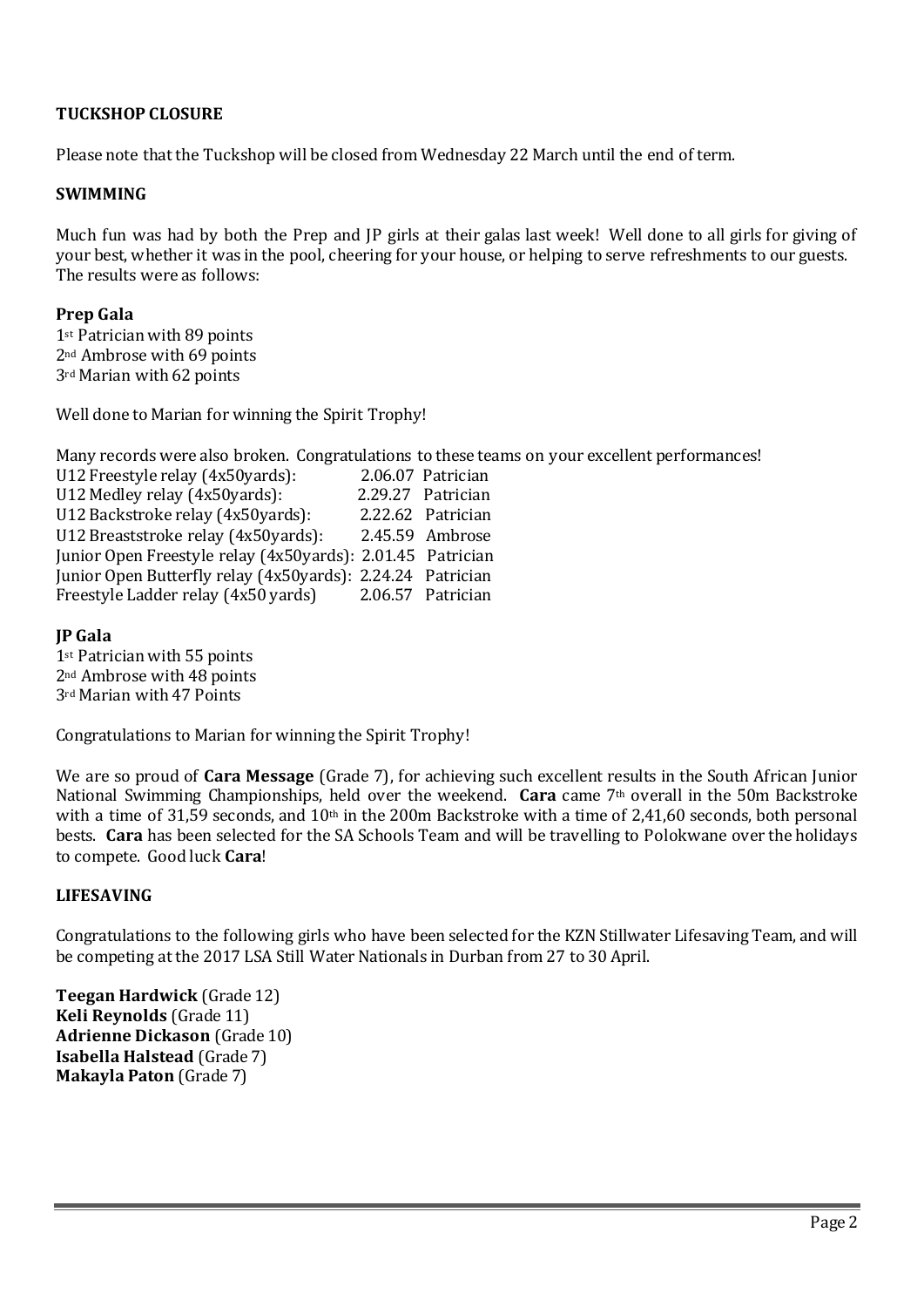**TUCKSHOP CLOSURE**

Please note that the Tuckshop will be closed from Wednesday 22 March until the end of term.

**SWIMMING**

Much fun was had by both the Prep and JP girls at their galas last week! Well done to all girls for giving of your best, whether it was in the pool, cheering for your house, or helping to serve refreshments to our guests. The results were as follows:

**Prep Gala**

1st Patrician with 89 points
2nd Ambrose with 69 points
3rd Marian with 62 points

Well done to Marian for winning the Spirit Trophy!

Many records were also broken. Congratulations to these teams on your excellent performances!

| | | |
|---|---|---|
| U12 Freestyle relay (4x50yards): | 2.06.07 | Patrician |
| U12 Medley relay (4x50yards): | 2.29.27 | Patrician |
| U12 Backstroke relay (4x50yards): | 2.22.62 | Patrician |
| U12 Breaststroke relay (4x50yards): | 2.45.59 | Ambrose |
| Junior Open Freestyle relay (4x50yards): | 2.01.45 | Patrician |
| Junior Open Butterfly relay (4x50yards): | 2.24.24 | Patrician |
| Freestyle Ladder relay (4x50 yards) | 2.06.57 | Patrician |

**JP Gala**

1st Patrician with 55 points
2nd Ambrose with 48 points
3rd Marian with 47 Points

Congratulations to Marian for winning the Spirit Trophy!

We are so proud of **Cara Message** (Grade 7), for achieving such excellent results in the South African Junior National Swimming Championships, held over the weekend. **Cara** came 7th overall in the 50m Backstroke with a time of 31,59 seconds, and 10th in the 200m Backstroke with a time of 2,41,60 seconds, both personal bests. **Cara** has been selected for the SA Schools Team and will be travelling to Polokwane over the holidays to compete. Good luck **Cara**!

**LIFESAVING**

Congratulations to the following girls who have been selected for the KZN Stillwater Lifesaving Team, and will be competing at the 2017 LSA Still Water Nationals in Durban from 27 to 30 April.

**Teegan Hardwick** (Grade 12)
**Keli Reynolds** (Grade 11)
**Adrienne Dickason** (Grade 10)
**Isabella Halstead** (Grade 7)
**Makayla Paton** (Grade 7)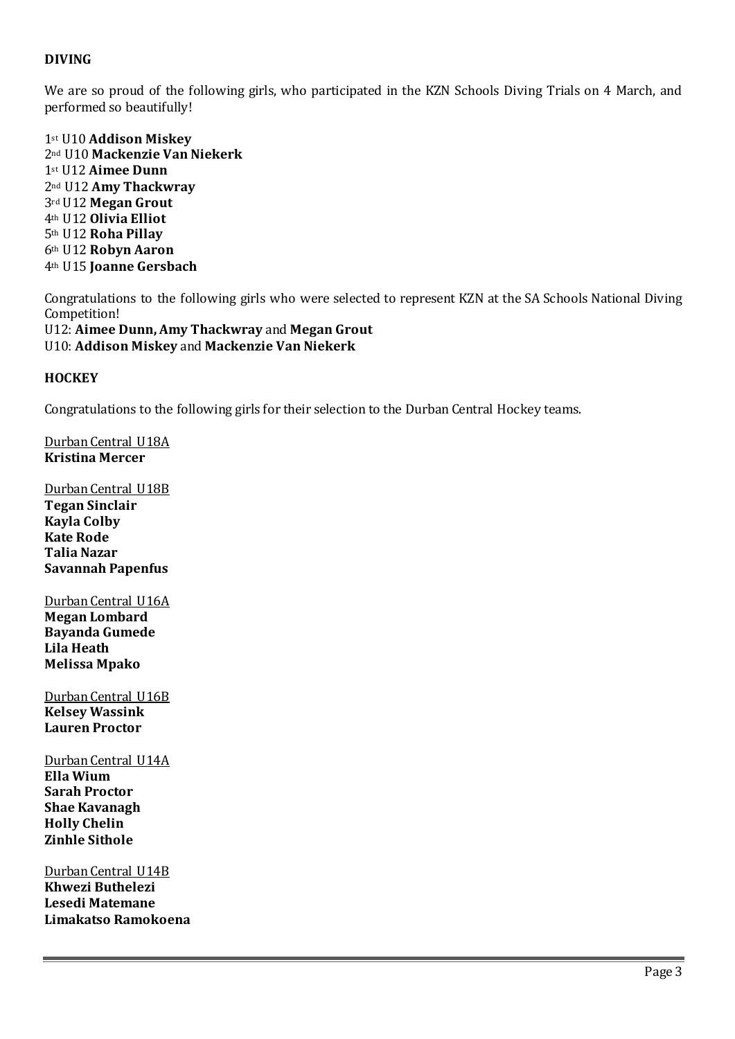## DIVING

We are so proud of the following girls, who participated in the KZN Schools Diving Trials on 4 March, and performed so beautifully!

1st U10 **Addison Miskey**
2nd U10 **Mackenzie Van Niekerk**
1st U12 **Aimee Dunn**
2nd U12 **Amy Thackwray**
3rd U12 **Megan Grout**
4th U12 **Olivia Elliot**
5th U12 **Roha Pillay**
6th U12 **Robyn Aaron**
4th U15 **Joanne Gersbach**

Congratulations to the following girls who were selected to represent KZN at the SA Schools National Diving Competition!
U12: **Aimee Dunn, Amy Thackwray** and **Megan Grout**
U10: **Addison Miskey** and **Mackenzie Van Niekerk**

## HOCKEY

Congratulations to the following girls for their selection to the Durban Central Hockey teams.

<u>Durban Central U18A</u>
**Kristina Mercer**

<u>Durban Central U18B</u>
**Tegan Sinclair**
**Kayla Colby**
**Kate Rode**
**Talia Nazar**
**Savannah Papenfus**

<u>Durban Central U16A</u>
**Megan Lombard**
**Bayanda Gumede**
**Lila Heath**
**Melissa Mpako**

<u>Durban Central U16B</u>
**Kelsey Wassink**
**Lauren Proctor**

<u>Durban Central U14A</u>
**Ella Wium**
**Sarah Proctor**
**Shae Kavanagh**
**Holly Chelin**
**Zinhle Sithole**

<u>Durban Central U14B</u>
**Khwezi Buthelezi**
**Lesedi Matemane**
**Limakatso Ramokoena**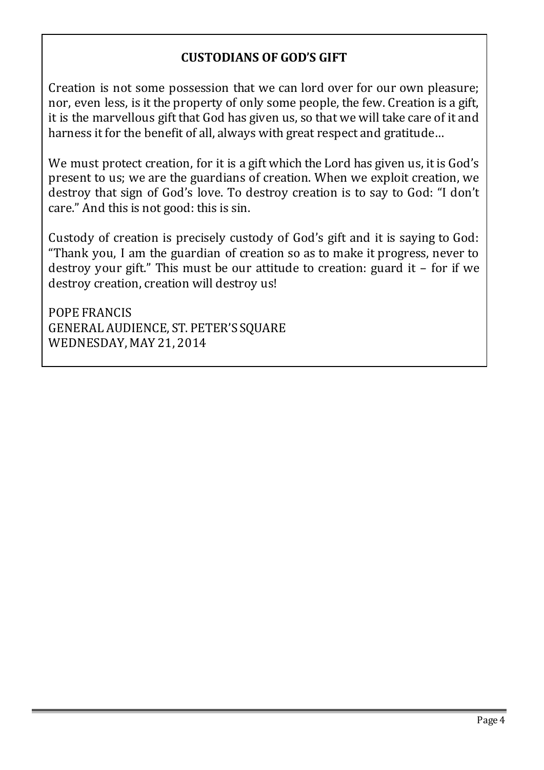## CUSTODIANS OF GOD'S GIFT

Creation is not some possession that we can lord over for our own pleasure; nor, even less, is it the property of only some people, the few. Creation is a gift, it is the marvellous gift that God has given us, so that we will take care of it and harness it for the benefit of all, always with great respect and gratitude…

We must protect creation, for it is a gift which the Lord has given us, it is God's present to us; we are the guardians of creation. When we exploit creation, we destroy that sign of God's love. To destroy creation is to say to God: "I don't care." And this is not good: this is sin.

Custody of creation is precisely custody of God's gift and it is saying to God: "Thank you, I am the guardian of creation so as to make it progress, never to destroy your gift." This must be our attitude to creation: guard it – for if we destroy creation, creation will destroy us!

POPE FRANCIS  
GENERAL AUDIENCE, ST. PETER'S SQUARE  
WEDNESDAY, MAY 21, 2014